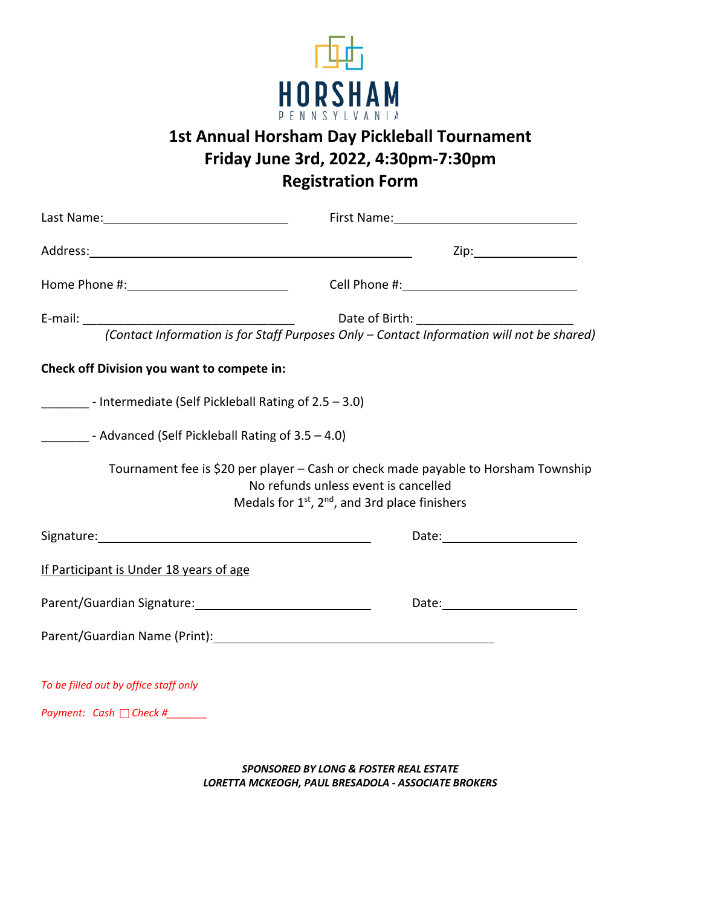HORSHAM

PENNSYLVANIA

# 1st Annual Horsham Day Pickleball Tournament
# Friday June 3rd, 2022, 4:30pm-7:30pm
# Registration Form

Last Name:______________________________ First Name:______________________________

Address:__________________________________________________ Zip:______________

Home Phone #:__________________________ Cell Phone #:____________________________

E-mail: ________________________________ Date of Birth: _______________________

*(Contact Information is for Staff Purposes Only – Contact Information will not be shared)*

**Check off Division you want to compete in:**

_______ - Intermediate (Self Pickleball Rating of 2.5 – 3.0)

_______ - Advanced (Self Pickleball Rating of 3.5 – 4.0)

Tournament fee is $20 per player – Cash or check made payable to Horsham Township
No refunds unless event is cancelled
Medals for 1st, 2nd, and 3rd place finishers

Signature:________________________________________ Date:____________________

If Participant is Under 18 years of age

Parent/Guardian Signature:___________________________ Date:____________________

Parent/Guardian Name (Print):___________________________________________

*To be filled out by office staff only*

*Payment: Cash ☐ Check #_______*

***SPONSORED BY LONG & FOSTER REAL ESTATE***
***LORETTA MCKEOGH, PAUL BRESADOLA - ASSOCIATE BROKERS***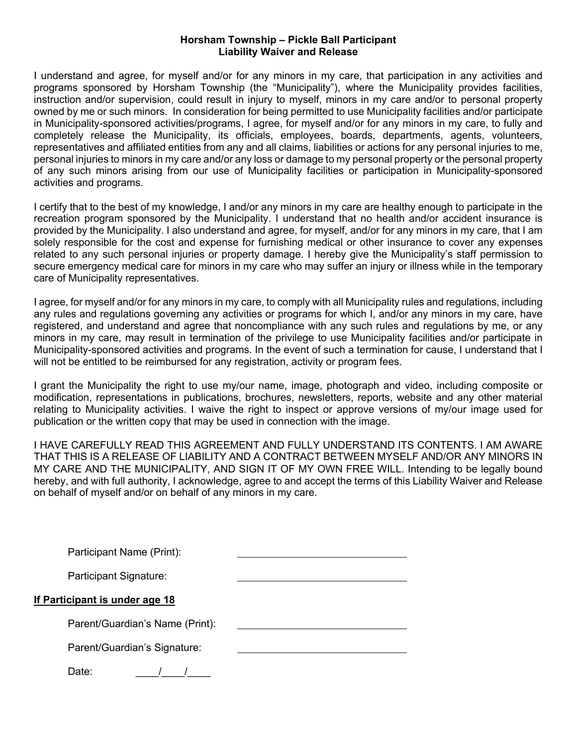**Horsham Township – Pickle Ball Participant**
**Liability Waiver and Release**

I understand and agree, for myself and/or for any minors in my care, that participation in any activities and programs sponsored by Horsham Township (the "Municipality"), where the Municipality provides facilities, instruction and/or supervision, could result in injury to myself, minors in my care and/or to personal property owned by me or such minors. In consideration for being permitted to use Municipality facilities and/or participate in Municipality-sponsored activities/programs, I agree, for myself and/or for any minors in my care, to fully and completely release the Municipality, its officials, employees, boards, departments, agents, volunteers, representatives and affiliated entities from any and all claims, liabilities or actions for any personal injuries to me, personal injuries to minors in my care and/or any loss or damage to my personal property or the personal property of any such minors arising from our use of Municipality facilities or participation in Municipality-sponsored activities and programs.

I certify that to the best of my knowledge, I and/or any minors in my care are healthy enough to participate in the recreation program sponsored by the Municipality. I understand that no health and/or accident insurance is provided by the Municipality. I also understand and agree, for myself, and/or for any minors in my care, that I am solely responsible for the cost and expense for furnishing medical or other insurance to cover any expenses related to any such personal injuries or property damage. I hereby give the Municipality's staff permission to secure emergency medical care for minors in my care who may suffer an injury or illness while in the temporary care of Municipality representatives.

I agree, for myself and/or for any minors in my care, to comply with all Municipality rules and regulations, including any rules and regulations governing any activities or programs for which I, and/or any minors in my care, have registered, and understand and agree that noncompliance with any such rules and regulations by me, or any minors in my care, may result in termination of the privilege to use Municipality facilities and/or participate in Municipality-sponsored activities and programs. In the event of such a termination for cause, I understand that I will not be entitled to be reimbursed for any registration, activity or program fees.

I grant the Municipality the right to use my/our name, image, photograph and video, including composite or modification, representations in publications, brochures, newsletters, reports, website and any other material relating to Municipality activities. I waive the right to inspect or approve versions of my/our image used for publication or the written copy that may be used in connection with the image.

I HAVE CAREFULLY READ THIS AGREEMENT AND FULLY UNDERSTAND ITS CONTENTS. I AM AWARE THAT THIS IS A RELEASE OF LIABILITY AND A CONTRACT BETWEEN MYSELF AND/OR ANY MINORS IN MY CARE AND THE MUNICIPALITY, AND SIGN IT OF MY OWN FREE WILL. Intending to be legally bound hereby, and with full authority, I acknowledge, agree to and accept the terms of this Liability Waiver and Release on behalf of myself and/or on behalf of any minors in my care.

Participant Name (Print): ______________________________

Participant Signature: ______________________________

**<u>If Participant is under age 18</u>**

Parent/Guardian's Name (Print): ______________________________

Parent/Guardian's Signature: ______________________________

Date: ____/____/____